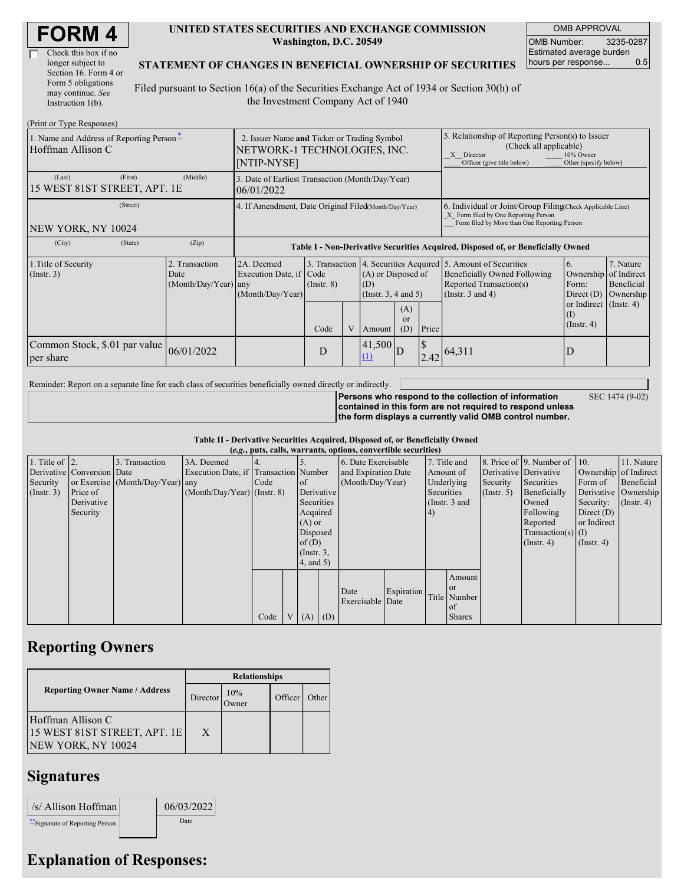# FORM 4

☐ Check this box if no longer subject to Section 16. Form 4 or Form 5 obligations may continue. *See* Instruction 1(b).

**UNITED STATES SECURITIES AND EXCHANGE COMMISSION**
**Washington, D.C. 20549**

**STATEMENT OF CHANGES IN BENEFICIAL OWNERSHIP OF SECURITIES**

Filed pursuant to Section 16(a) of the Securities Exchange Act of 1934 or Section 30(h) of the Investment Company Act of 1940

| OMB APPROVAL | |
|---|---|
| OMB Number: | 3235-0287 |
| Estimated average burden hours per response... | 0.5 |

(Print or Type Responses)

| 1. Name and Address of Reporting Person* | 2. Issuer Name and Ticker or Trading Symbol | 5. Relationship of Reporting Person(s) to Issuer (Check all applicable) |
|---|---|---|
| Hoffman Allison C | NETWORK-1 TECHNOLOGIES, INC. [NTIP-NYSE] | _X_ Director ___ 10% Owner ___ Officer (give title below) ___ Other (specify below) |
| (Last) (First) (Middle) 15 WEST 81ST STREET, APT. 1E | 3. Date of Earliest Transaction (Month/Day/Year) 06/01/2022 | |
| (Street) NEW YORK, NY 10024 | 4. If Amendment, Date Original Filed (Month/Day/Year) | 6. Individual or Joint/Group Filing (Check Applicable Line) _X_ Form filed by One Reporting Person ___ Form filed by More than One Reporting Person |
| (City) (State) (Zip) | | |

**Table I - Non-Derivative Securities Acquired, Disposed of, or Beneficially Owned**

| 1.Title of Security (Instr. 3) | 2. Transaction Date (Month/Day/Year) | 2A. Deemed Execution Date, if any (Month/Day/Year) | 3. Transaction Code (Instr. 8) | | 4. Securities Acquired (A) or Disposed of (D) (Instr. 3, 4 and 5) | | | 5. Amount of Securities Beneficially Owned Following Reported Transaction(s) (Instr. 3 and 4) | 6. Ownership Form: Direct (D) or Indirect (I) (Instr. 4) | 7. Nature of Indirect Beneficial Ownership (Instr. 4) |
|---|---|---|---|---|---|---|---|---|---|---|
| | | | Code | V | Amount | (A) or (D) | Price | | | |
| Common Stock, $.01 par value per share | 06/01/2022 | | D | | 41,500 (1) | D | $ 2.42 | 64,311 | D | |

Reminder: Report on a separate line for each class of securities beneficially owned directly or indirectly.

**Persons who respond to the collection of information contained in this form are not required to respond unless the form displays a currently valid OMB control number.** SEC 1474 (9-02)

**Table II - Derivative Securities Acquired, Disposed of, or Beneficially Owned**
***(e.g., puts, calls, warrants, options, convertible securities)***

| 1. Title of Derivative Security (Instr. 3) | 2. Conversion or Exercise Price of Derivative Security | 3. Transaction Date (Month/Day/Year) | 3A. Deemed Execution Date, if any (Month/Day/Year) | 4. Transaction Code (Instr. 8) | | 5. Number of Derivative Securities Acquired (A) or Disposed of (D) (Instr. 3, 4, and 5) | | 6. Date Exercisable and Expiration Date (Month/Day/Year) | | 7. Title and Amount of Underlying Securities (Instr. 3 and 4) | | 8. Price of Derivative Security (Instr. 5) | 9. Number of Derivative Securities Beneficially Owned Following Reported Transaction(s) (Instr. 4) | 10. Ownership Form of Derivative Security: Direct (D) or Indirect (I) (Instr. 4) | 11. Nature of Indirect Beneficial Ownership (Instr. 4) |
|---|---|---|---|---|---|---|---|---|---|---|---|---|---|---|---|
| | | | | Code | V | (A) | (D) | Date Exercisable | Expiration Date | Title | Amount or Number of Shares | | | | |

## Reporting Owners

| Reporting Owner Name / Address | Relationships | | | |
|---|---|---|---|---|
| | Director | 10% Owner | Officer | Other |
| Hoffman Allison C<br>15 WEST 81ST STREET, APT. 1E<br>NEW YORK, NY 10024 | X | | | |

## Signatures

| /s/ Allison Hoffman | 06/03/2022 |
|---|---|
| **Signature of Reporting Person | Date |

## Explanation of Responses: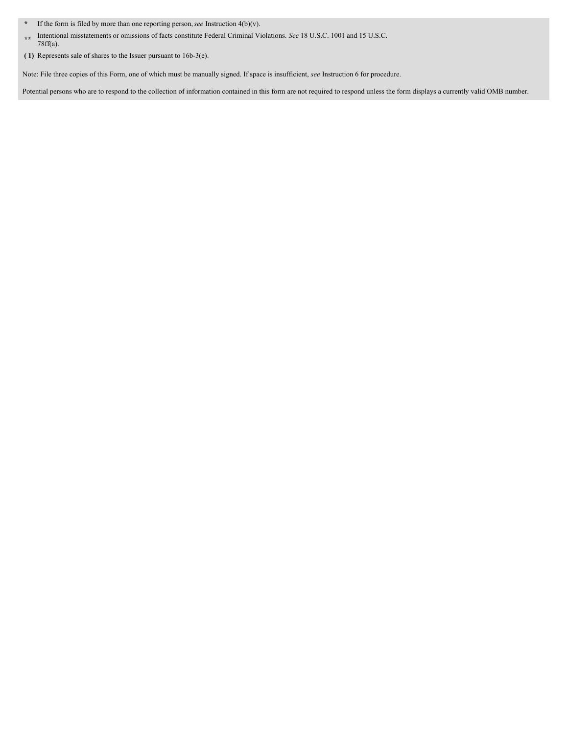* If the form is filed by more than one reporting person, *see* Instruction 4(b)(v).

** Intentional misstatements or omissions of facts constitute Federal Criminal Violations. *See* 18 U.S.C. 1001 and 15 U.S.C. 78ff(a).

**( 1)** Represents sale of shares to the Issuer pursuant to 16b-3(e).

Note: File three copies of this Form, one of which must be manually signed. If space is insufficient, *see* Instruction 6 for procedure.

Potential persons who are to respond to the collection of information contained in this form are not required to respond unless the form displays a currently valid OMB number.